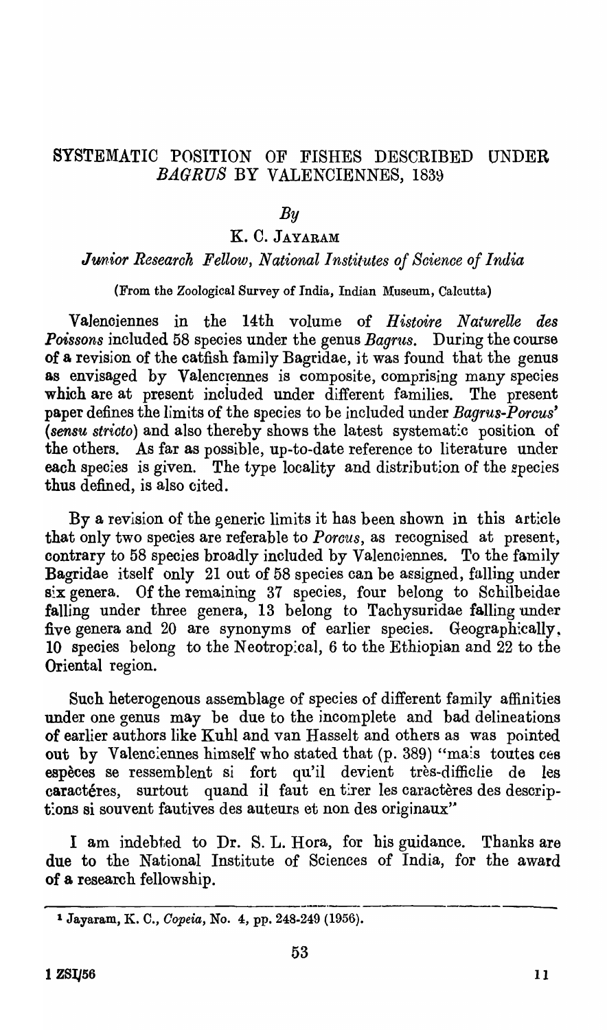# SYSTEMATIC POSITION OF FISHES DESCRIBED UNDER *BAGRUS* BY VALENCIENNES, 1839

*By*

## K. C. JAYARAM

*Junior Research Fellow, National Institutes of Science of India*

(From the Zoological Survey of India, Indian Museum, Calcutta)

Valenciennes in the 14th volume of *Histoire Naturelle des Poissons* included 58 species under the genus *Bagrus*. During the course of a revision of the catfish family Bagridae, it was found that the genus as envisaged by Valenciennes is composite, comprising many species which are at present included under different families. The present paper defines the limits of the species to be included under *Bagrus-Porcus*[1] (*sensu stricto*) and also thereby shows the latest systematic position of the others. As far as possible, up-to-date reference to literature under each species is given. The type locality and distribution of the species thus defined, is also cited.

By a revision of the generic limits it has been shown in this article that only two species are referable to *Porcus*, as recognised at present, contrary to 58 species broadly included by Valenciennes. To the family Bagridae itself only 21 out of 58 species can be assigned, falling under six genera. Of the remaining 37 species, four belong to Schilbeidae falling under three genera, 13 belong to Tachysuridae falling under five genera and 20 are synonyms of earlier species. Geographically, 10 species belong to the Neotropical, 6 to the Ethiopian and 22 to the Oriental region.

Such heterogenous assemblage of species of different family affinities under one genus may be due to the incomplete and bad delineations of earlier authors like Kuhl and van Hasselt and others as was pointed out by Valenciennes himself who stated that (p. 389) "mais toutes ces espèces se ressemblent si fort qu'il devient très-difficlie de les caractéres, surtout quand il faut en tirer les caractères des descriptions si souvent fautives des auteurs et non des originaux"

I am indebted to Dr. S. L. Hora, for his guidance. Thanks are due to the National Institute of Sciences of India, for the award of a research fellowship.

---

[1] Jayaram, K. C., *Copeia*, No. 4, pp. 248-249 (1956).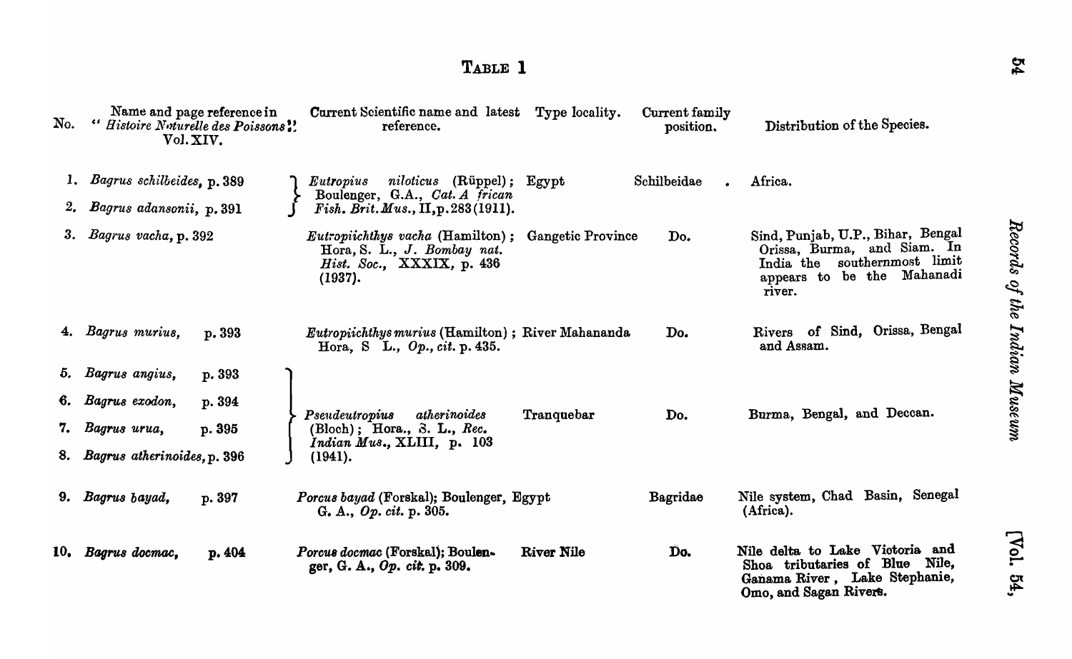# TABLE 1

| No. | Name and page reference in "*Histoire Naturelle des Poissons*" Vol. XIV. | Current Scientific name and latest reference. | Type locality. | Current family position. | Distribution of the Species. |
|---|---|---|---|---|---|
| 1. | *Bagrus schilbeides*, p. 389 | *Eutropius niloticus* (Rüppel); Boulenger, G.A., *Cat. African Fish. Brit. Mus.*, II, p. 283 (1911). | Egypt | Schilbeidae | Africa. |
| 2. | *Bagrus adansonii*, p. 391 | | | | |
| 3. | *Bagrus vacha*, p. 392 | *Eutropiichthys vacha* (Hamilton); Hora, S. L., *J. Bombay nat. Hist. Soc.*, XXXIX, p. 436 (1937). | Gangetic Province | Do. | Sind, Punjab, U.P., Bihar, Bengal Orissa, Burma, and Siam. In India the southernmost limit appears to be the Mahanadi river. |
| 4. | *Bagrus murius*, p. 393 | *Eutropiichthys murius* (Hamilton); Hora, S L., *Op., cit.* p. 435. | River Mahananda | Do. | Rivers of Sind, Orissa, Bengal and Assam. |
| 5. | *Bagrus angius*, p. 393 | *Pseudeutropius atherinoides* (Bloch); Hora., S. L., *Rec. Indian Mus.*, XLIII, p. 103 (1941). | Tranquebar | Do. | Burma, Bengal, and Deccan. |
| 6. | *Bagrus exodon*, p. 394 | | | | |
| 7. | *Bagrus urua*, p. 395 | | | | |
| 8. | *Bagrus atherinoides*, p. 396 | | | | |
| 9. | *Bagrus bayad*, p. 397 | *Porcus bayad* (Forskal); Boulenger, G. A., *Op. cit.* p. 305. | Egypt | Bagridae | Nile system, Chad Basin, Senegal (Africa). |
| 10. | *Bagrus docmac*, p. 404 | *Porcus docmac* (Forskal); Boulenger, G. A., *Op. cit.* p. 309. | River Nile | Do. | Nile delta to Lake Victoria and Shoa tributaries of Blue Nile, Ganama River, Lake Stephanie, Omo, and Sagan Rivers. |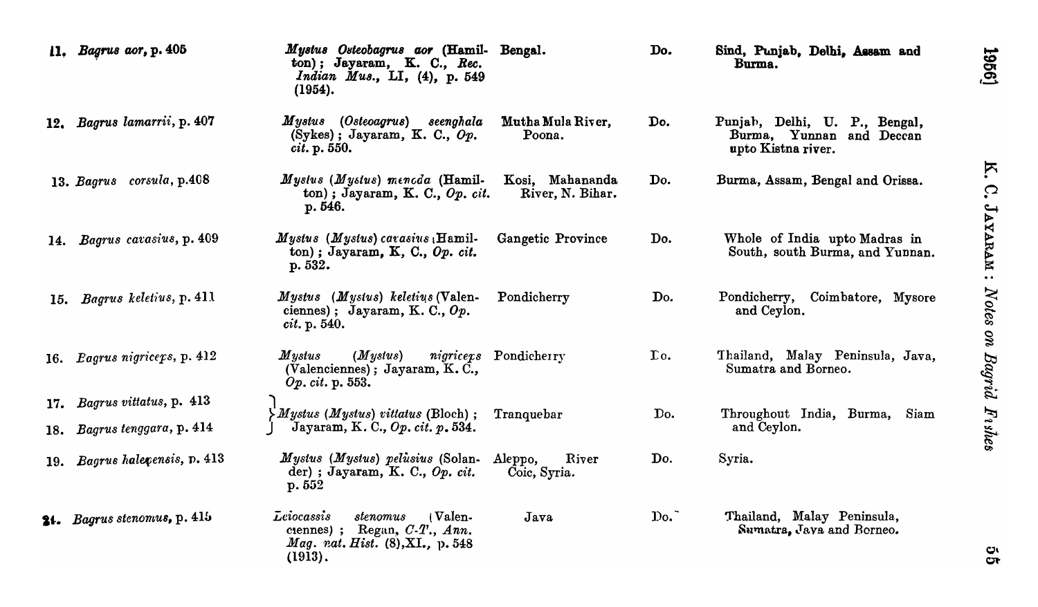| | | | | |
|---|---|---|---|---|
| 11. *Bagrus aor*, p. 405 | *Mystus Osteobagrus aor* (Hamilton); Jayaram, K. C., *Rec. Indian Mus.*, LI, (4), p. 549 (1954). | Bengal. | Do. | Sind, Punjab, Delhi, Assam and Burma. |
| 12. *Bagrus lamarrii*, p. 407 | *Mystus* (*Osteoagrus*) *seenghala* (Sykes); Jayaram, K. C., *Op. cit.* p. 550. | Mutha Mula River, Poona. | Do. | Punjab, Delhi, U. P., Bengal, Burma, Yunnan and Deccan upto Kistna river. |
| 13. *Bagrus corsula*, p.408 | *Mystus* (*Mystus*) *menoda* (Hamilton); Jayaram, K. C., *Op. cit.* p. 546. | Kosi, Mahananda River, N. Bihar. | Do. | Burma, Assam, Bengal and Orissa. |
| 14. *Bagrus cavasius*, p. 409 | *Mystus* (*Mystus*) *cavasius* (Hamilton); Jayaram, K, C., *Op. cit.* p. 532. | Gangetic Province | Do. | Whole of India upto Madras in South, south Burma, and Yunnan. |
| 15. *Bagrus keletius*, p. 411 | *Mystus* (*Mystus*) *keletius* (Valenciennes); Jayaram, K. C., *Op. cit.* p. 540. | Pondicherry | Do. | Pondicherry, Coimbatore, Mysore and Ceylon. |
| 16. *Bagrus nigriceps*, p. 412 | *Mystus* (*Mystus*) *nigriceps* (Valenciennes); Jayaram, K. C., *Op. cit.* p. 553. | Pondicherry | Do. | Thailand, Malay Peninsula, Java, Sumatra and Borneo. |
| 17. *Bagrus vittatus*, p. 413<br>18. *Bagrus tenggara*, p. 414 | *Mystus* (*Mystus*) *vittatus* (Bloch); Jayaram, K. C., *Op. cit. p.* 534. | Tranquebar | Do. | Throughout India, Burma, Siam and Ceylon. |
| 19. *Bagrus halepensis*, p. 413 | *Mystus* (*Mystus*) *pelusius* (Solander); Jayaram, K. C., *Op. cit.* p. 552 | Aleppo, River Coic, Syria. | Do. | Syria. |
| 21. *Bagrus stenomus*, p. 415 | *Leiocassis stenomus* (Valenciennes); Regan, *C.-T.*, *Ann. Mag. nat. Hist.* (8),XI., p. 548 (1913). | Java | Do. | Thailand, Malay Peninsula, Sumatra, Java and Borneo. |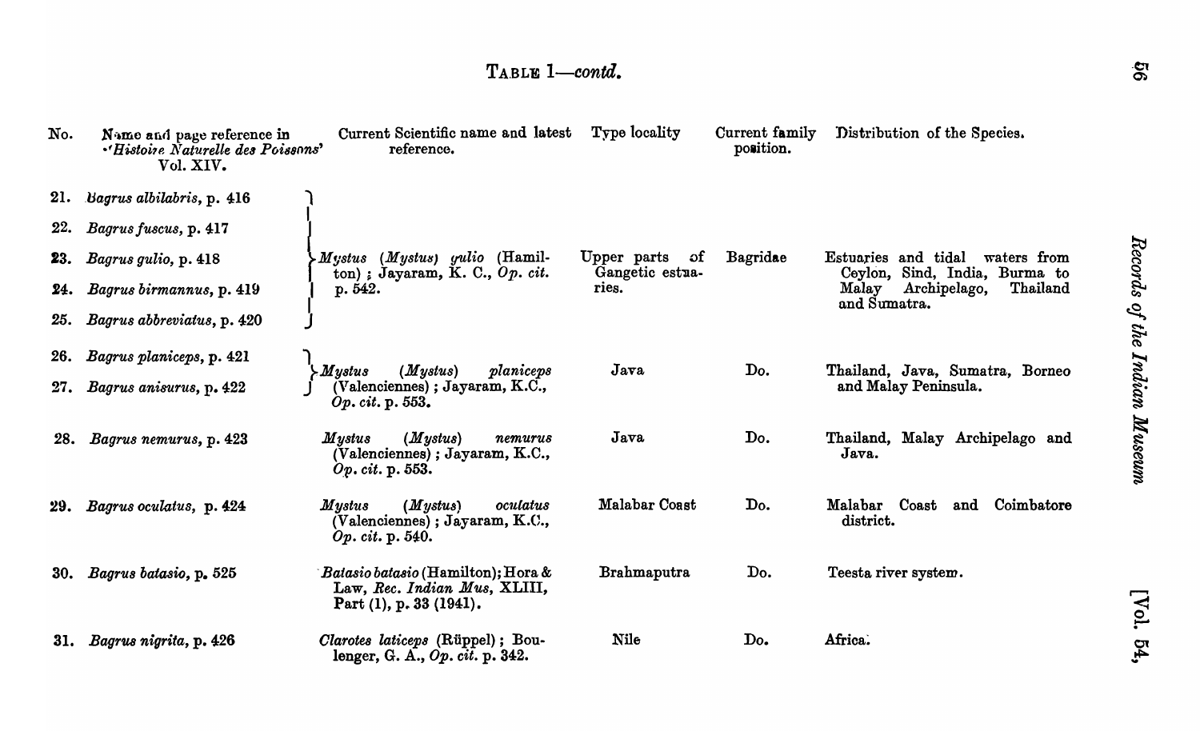TABLE 1—*contd.*

| No. | Name and page reference in '*Histoire Naturelle des Poissons*' Vol. XIV. | Current Scientific name and latest reference. | Type locality | Current family position. | Distribution of the Species. |
|---|---|---|---|---|---|
| 21. | *Bagrus albilabris*, p. 416 | *Mystus* (*Mystus*) *gulio* (Hamilton); Jayaram, K. C., *Op. cit.* p. 542. | Upper parts of Gangetic estuaries. | Bagridae | Estuaries and tidal waters from Ceylon, Sind, India, Burma to Malay Archipelago, Thailand and Sumatra. |
| 22. | *Bagrus fuscus*, p. 417 | | | | |
| 23. | *Bagrus gulio*, p. 418 | | | | |
| 24. | *Bagrus birmannus*, p. 419 | | | | |
| 25. | *Bagrus abbreviatus*, p. 420 | | | | |
| 26. | *Bagrus planiceps*, p. 421 | *Mystus* (*Mystus*) *planiceps* (Valenciennes); Jayaram, K.C., *Op. cit.* p. 553. | Java | Do. | Thailand, Java, Sumatra, Borneo and Malay Peninsula. |
| 27. | *Bagrus anisurus*, p. 422 | | | | |
| 28. | *Bagrus nemurus*, p. 423 | *Mystus* (*Mystus*) *nemurus* (Valenciennes); Jayaram, K.C., *Op. cit.* p. 553. | Java | Do. | Thailand, Malay Archipelago and Java. |
| 29. | *Bagrus oculatus*, p. 424 | *Mystus* (*Mystus*) *oculatus* (Valenciennes); Jayaram, K.C., *Op. cit.* p. 540. | Malabar Coast | Do. | Malabar Coast and Coimbatore district. |
| 30. | *Bagrus batasio*, p. 525 | *Batasio batasio* (Hamilton); Hora & Law, *Rec. Indian Mus*, XLIII, Part (1), p. 33 (1941). | Brahmaputra | Do. | Teesta river system. |
| 31. | *Bagrus nigrita*, p. 426 | *Clarotes laticeps* (Rüppel); Boulenger, G. A., *Op. cit.* p. 342. | Nile | Do. | Africa. |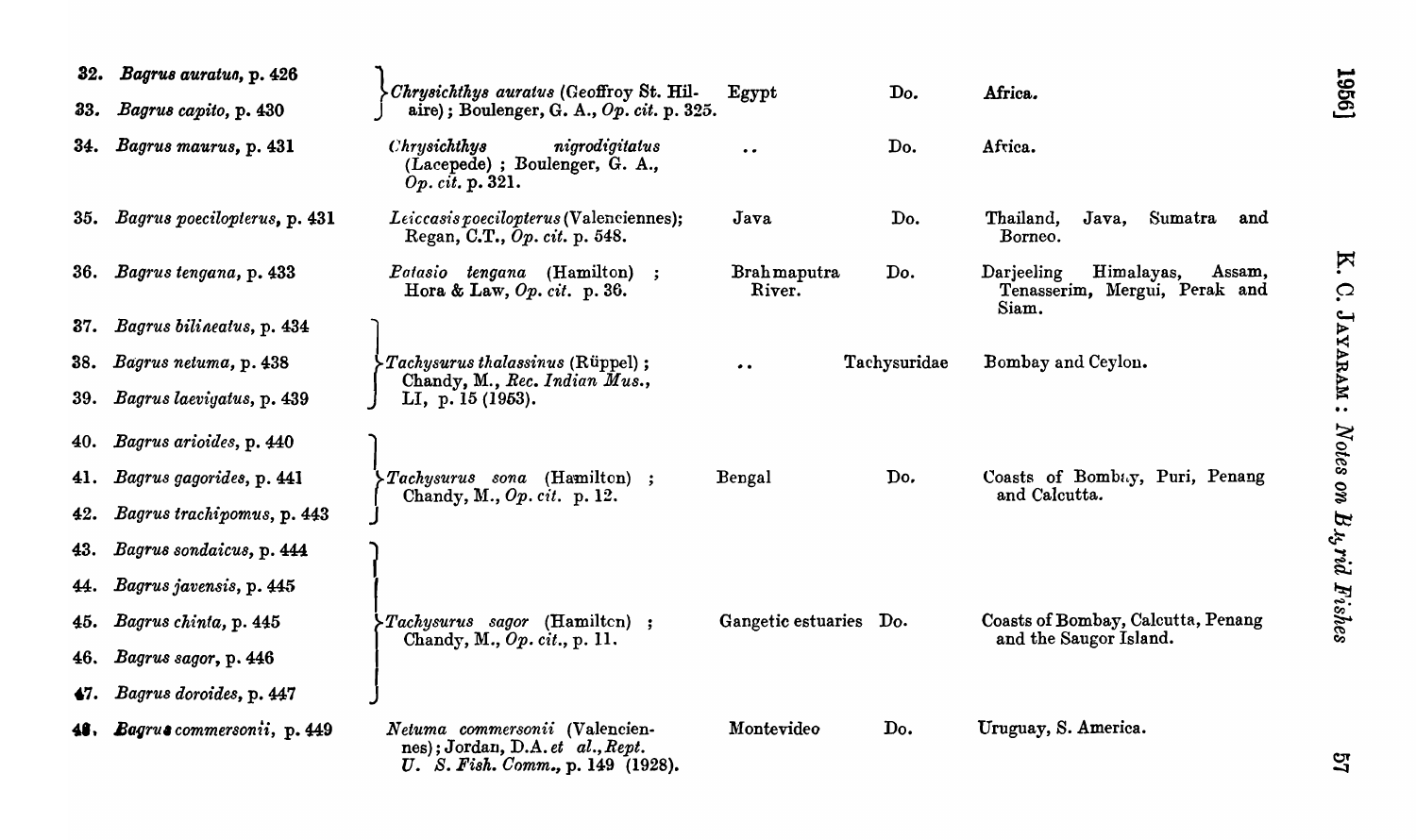| | | | | |
|---|---|---|---|---|
| 32. *Bagrus auratus*, p. 426 | *Chrysichthys auratus* (Geoffroy St. Hilaire); Boulenger, G. A., *Op. cit.* p. 325. | Egypt | Do. | Africa. |
| 33. *Bagrus capito*, p. 430 | | | | |
| 34. *Bagrus maurus*, p. 431 | *Chrysichthys nigrodigitatus* (Lacepede); Boulenger, G. A., *Op. cit.* p. 321. | .. | Do. | Africa. |
| 35. *Bagrus poecilopterus*, p. 431 | *Leiocassis poecilopterus* (Valenciennes); Regan, C.T., *Op. cit.* p. 548. | Java | Do. | Thailand, Java, Sumatra and Borneo. |
| 36. *Bagrus tengana*, p. 433 | *Batasio tengana* (Hamilton); Hora & Law, *Op. cit.* p. 36. | Brahmaputra River. | Do. | Darjeeling Himalayas, Assam, Tenasserim, Mergui, Perak and Siam. |
| 37. *Bagrus bilineatus*, p. 434 | *Tachysurus thalassinus* (Rüppel); Chandy, M., *Rec. Indian Mus.*, LI, p. 15 (1953). | .. | Tachysuridae | Bombay and Ceylon. |
| 38. *Bagrus netuma*, p. 438 | | | | |
| 39. *Bagrus laevigatus*, p. 439 | | | | |
| 40. *Bagrus arioides*, p. 440 | *Tachysurus sona* (Hamilton); Chandy, M., *Op. cit.* p. 12. | Bengal | Do. | Coasts of Bombay, Puri, Penang and Calcutta. |
| 41. *Bagrus gagorides*, p. 441 | | | | |
| 42. *Bagrus trachipomus*, p. 443 | | | | |
| 43. *Bagrus sondaicus*, p. 444 | *Tachysurus sagor* (Hamilton); Chandy, M., *Op. cit.*, p. 11. | Gangetic estuaries | Do. | Coasts of Bombay, Calcutta, Penang and the Saugor Island. |
| 44. *Bagrus javensis*, p. 445 | | | | |
| 45. *Bagrus chinta*, p. 445 | | | | |
| 46. *Bagrus sagor*, p. 446 | | | | |
| 47. *Bagrus doroides*, p. 447 | | | | |
| 48. *Bagrus commersonii*, p. 449 | *Netuma commersonii* (Valenciennes); Jordan, D.A. *et al.*, *Rept. U. S. Fish. Comm.*, p. 149 (1928). | Montevideo | Do. | Uruguay, S. America. |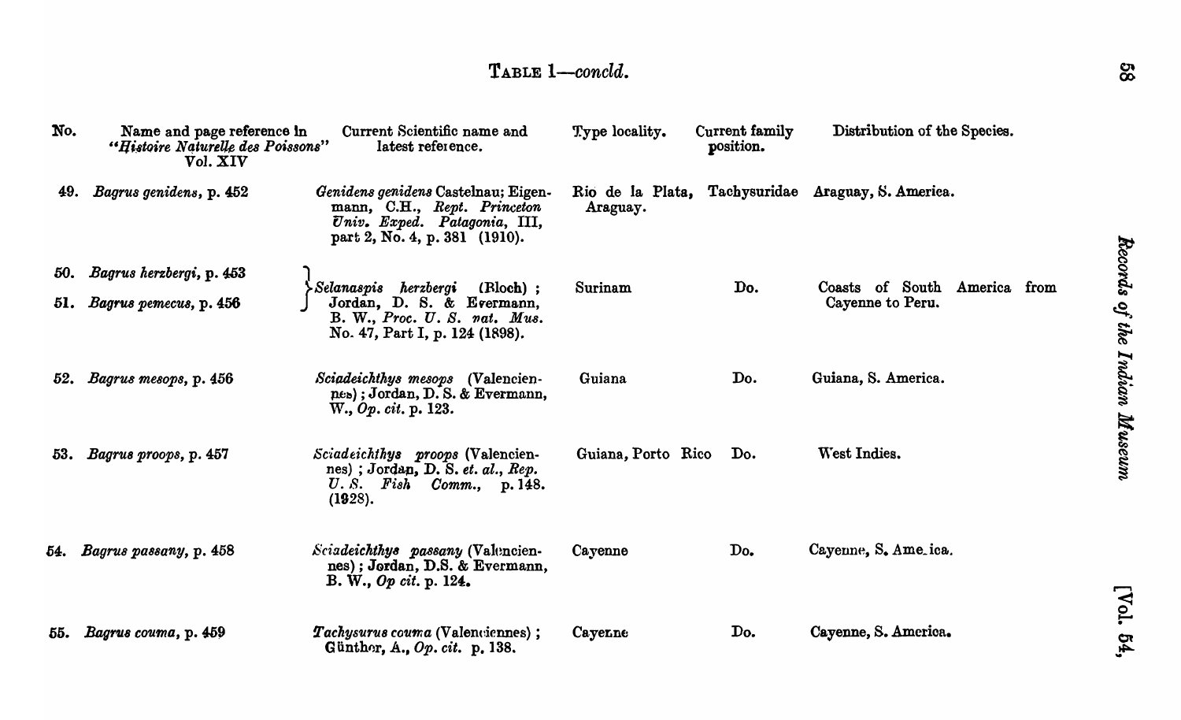TABLE 1—*concld.*

| No. | Name and page reference in *"Histoire Naturelle des Poissons"* Vol. XIV | Current Scientific name and latest reference. | Type locality. | Current family position. | Distribution of the Species. |
|---|---|---|---|---|---|
| 49. | *Bagrus genidens*, p. 452 | *Genidens genidens* Castelnau; Eigenmann, C.H., *Rept. Princeton Univ. Exped. Patagonia*, III, part 2, No. 4, p. 381 (1910). | Rio de la Plata, Araguay. | Tachysuridae | Araguay, S. America. |
| 50. | *Bagrus herzbergi*, p. 453 | *Selanaspis herzbergi* (Bloch); Jordan, D. S. & Evermann, B. W., *Proc. U. S. nat. Mus.* No. 47, Part I, p. 124 (1898). | Surinam | Do. | Coasts of South America from Cayenne to Peru. |
| 51. | *Bagrus pemecus*, p. 456 | | | | |
| 52. | *Bagrus mesops*, p. 456 | *Sciadeichthys mesops* (Valenciennes); Jordan, D. S. & Evermann, W., *Op. cit.* p. 123. | Guiana | Do. | Guiana, S. America. |
| 53. | *Bagrus proops*, p. 457 | *Sciadeichthys proops* (Valenciennes); Jordan, D. S. *et. al.*, *Rep. U. S. Fish Comm.*, p. 148. (1928). | Guiana, Porto Rico | Do. | West Indies. |
| 54. | *Bagrus passany*, p. 458 | *Sciadeichthys passany* (Valenciennes); Jordan, D.S. & Evermann, B. W., *Op cit.* p. 124. | Cayenne | Do. | Cayenne, S. America. |
| 55. | *Bagrus couma*, p. 459 | *Tachysurus couma* (Valenciennes); Günther, A., *Op. cit.* p. 138. | Cayenne | Do. | Cayenne, S. America. |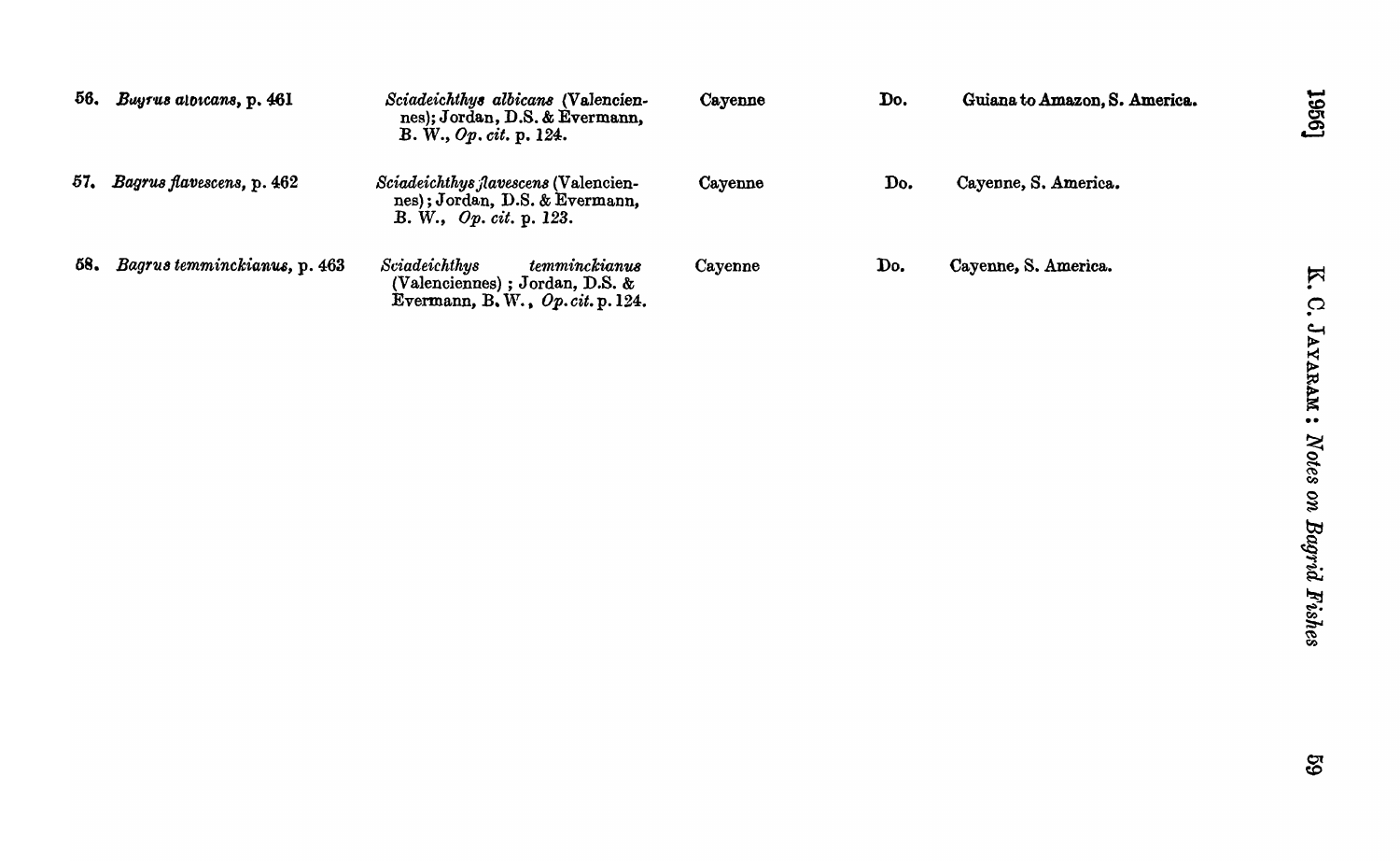| | | | | |
|---|---|---|---|---|
| 56. *Bagrus albicans*, p. 461 | *Sciadeichthys albicans* (Valenciennes); Jordan, D.S. & Evermann, B. W., *Op. cit.* p. 124. | Cayenne | Do. | Guiana to Amazon, S. America. |
| 57. *Bagrus flavescens*, p. 462 | *Sciadeichthys flavescens* (Valenciennes); Jordan, D.S. & Evermann, B. W., *Op. cit.* p. 123. | Cayenne | Do. | Cayenne, S. America. |
| 58. *Bagrus temminckianus*, p. 463 | *Sciadeichthys temminckianus* (Valenciennes); Jordan, D.S. & Evermann, B. W., *Op. cit.* p. 124. | Cayenne | Do. | Cayenne, S. America. |